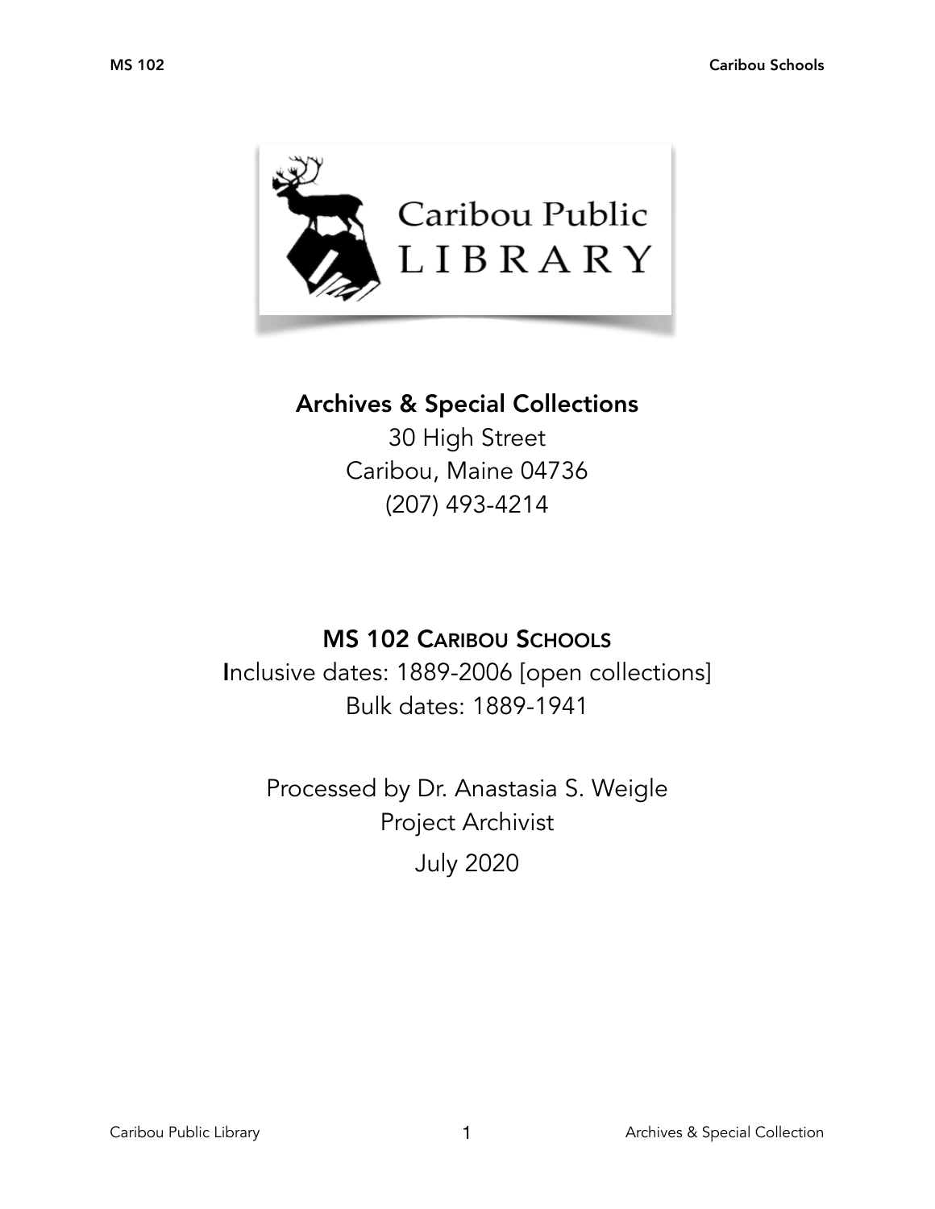Caribou Public LIBRARY

## Archives & Special Collections

30 High Street
Caribou, Maine 04736
(207) 493-4214

# MS 102 CARIBOU SCHOOLS

Inclusive dates: 1889-2006 [open collections]
Bulk dates: 1889-1941

Processed by Dr. Anastasia S. Weigle
Project Archivist
July 2020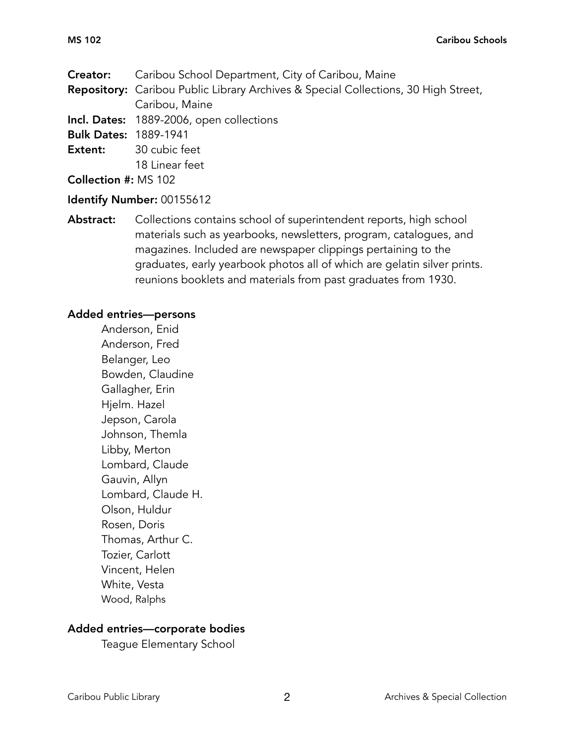**Creator:** Caribou School Department, City of Caribou, Maine
**Repository:** Caribou Public Library Archives & Special Collections, 30 High Street, Caribou, Maine
**Incl. Dates:** 1889-2006, open collections
**Bulk Dates:** 1889-1941
**Extent:** 30 cubic feet
18 Linear feet
**Collection #:** MS 102

**Identify Number:** 00155612

**Abstract:** Collections contains school of superintendent reports, high school materials such as yearbooks, newsletters, program, catalogues, and magazines. Included are newspaper clippings pertaining to the graduates, early yearbook photos all of which are gelatin silver prints. reunions booklets and materials from past graduates from 1930.

**Added entries—persons**

Anderson, Enid
Anderson, Fred
Belanger, Leo
Bowden, Claudine
Gallagher, Erin
Hjelm. Hazel
Jepson, Carola
Johnson, Themla
Libby, Merton
Lombard, Claude
Gauvin, Allyn
Lombard, Claude H.
Olson, Huldur
Rosen, Doris
Thomas, Arthur C.
Tozier, Carlott
Vincent, Helen
White, Vesta
Wood, Ralphs

**Added entries—corporate bodies**

Teague Elementary School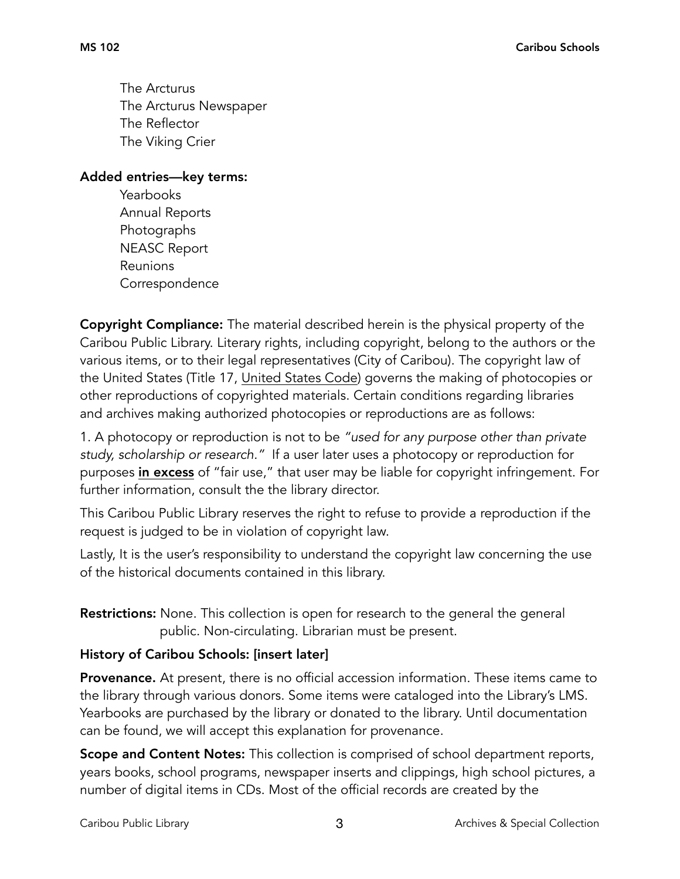The Arcturus
The Arcturus Newspaper
The Reflector
The Viking Crier

**Added entries—key terms:**

Yearbooks
Annual Reports
Photographs
NEASC Report
Reunions
Correspondence

**Copyright Compliance:** The material described herein is the physical property of the Caribou Public Library. Literary rights, including copyright, belong to the authors or the various items, or to their legal representatives (City of Caribou). The copyright law of the United States (Title 17, United States Code) governs the making of photocopies or other reproductions of copyrighted materials. Certain conditions regarding libraries and archives making authorized photocopies or reproductions are as follows:

1. A photocopy or reproduction is not to be *"used for any purpose other than private study, scholarship or research."* If a user later uses a photocopy or reproduction for purposes **in excess** of "fair use," that user may be liable for copyright infringement. For further information, consult the the library director.

This Caribou Public Library reserves the right to refuse to provide a reproduction if the request is judged to be in violation of copyright law.

Lastly, It is the user's responsibility to understand the copyright law concerning the use of the historical documents contained in this library.

**Restrictions:** None. This collection is open for research to the general the general public. Non-circulating. Librarian must be present.

**History of Caribou Schools: [insert later]**

**Provenance.** At present, there is no official accession information. These items came to the library through various donors. Some items were cataloged into the Library's LMS. Yearbooks are purchased by the library or donated to the library. Until documentation can be found, we will accept this explanation for provenance.

**Scope and Content Notes:** This collection is comprised of school department reports, years books, school programs, newspaper inserts and clippings, high school pictures, a number of digital items in CDs. Most of the official records are created by the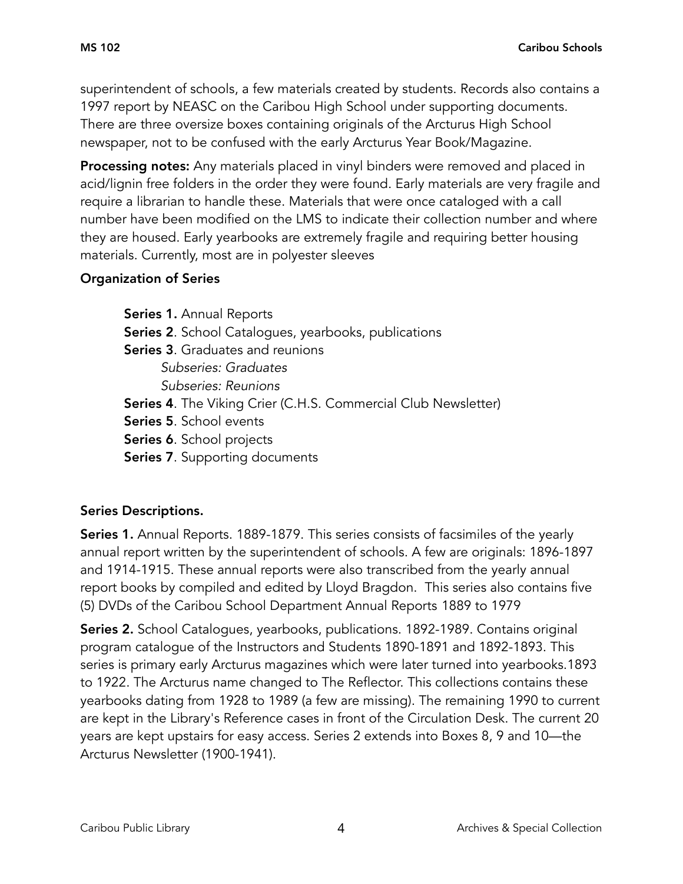superintendent of schools, a few materials created by students. Records also contains a 1997 report by NEASC on the Caribou High School under supporting documents. There are three oversize boxes containing originals of the Arcturus High School newspaper, not to be confused with the early Arcturus Year Book/Magazine.

**Processing notes:** Any materials placed in vinyl binders were removed and placed in acid/lignin free folders in the order they were found. Early materials are very fragile and require a librarian to handle these. Materials that were once cataloged with a call number have been modified on the LMS to indicate their collection number and where they are housed. Early yearbooks are extremely fragile and requiring better housing materials. Currently, most are in polyester sleeves

### Organization of Series

- **Series 1.** Annual Reports
- **Series 2**. School Catalogues, yearbooks, publications
- **Series 3**. Graduates and reunions
  - *Subseries: Graduates*
  - *Subseries: Reunions*
- **Series 4**. The Viking Crier (C.H.S. Commercial Club Newsletter)
- **Series 5**. School events
- **Series 6**. School projects
- **Series 7**. Supporting documents

### Series Descriptions.

**Series 1.** Annual Reports. 1889-1879. This series consists of facsimiles of the yearly annual report written by the superintendent of schools. A few are originals: 1896-1897 and 1914-1915. These annual reports were also transcribed from the yearly annual report books by compiled and edited by Lloyd Bragdon. This series also contains five (5) DVDs of the Caribou School Department Annual Reports 1889 to 1979

**Series 2.** School Catalogues, yearbooks, publications. 1892-1989. Contains original program catalogue of the Instructors and Students 1890-1891 and 1892-1893. This series is primary early Arcturus magazines which were later turned into yearbooks.1893 to 1922. The Arcturus name changed to The Reflector. This collections contains these yearbooks dating from 1928 to 1989 (a few are missing). The remaining 1990 to current are kept in the Library's Reference cases in front of the Circulation Desk. The current 20 years are kept upstairs for easy access. Series 2 extends into Boxes 8, 9 and 10—the Arcturus Newsletter (1900-1941).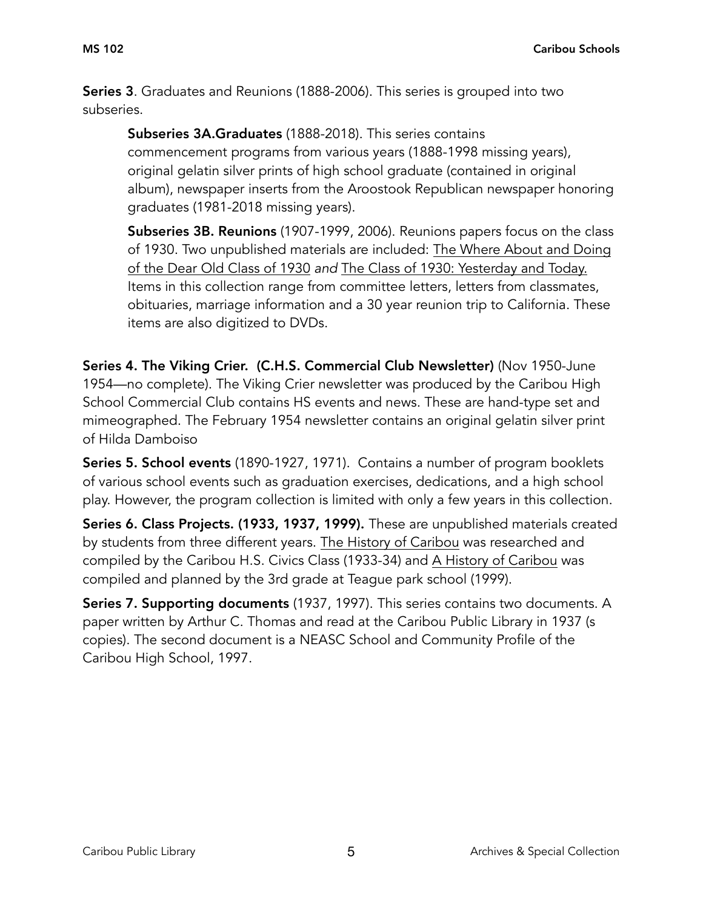**Series 3**. Graduates and Reunions (1888-2006). This series is grouped into two subseries.

> **Subseries 3A.Graduates** (1888-2018). This series contains commencement programs from various years (1888-1998 missing years), original gelatin silver prints of high school graduate (contained in original album), newspaper inserts from the Aroostook Republican newspaper honoring graduates (1981-2018 missing years).
>
> **Subseries 3B. Reunions** (1907-1999, 2006). Reunions papers focus on the class of 1930. Two unpublished materials are included: <u>The Where About and Doing of the Dear Old Class of 1930</u> *and* <u>The Class of 1930: Yesterday and Today.</u> Items in this collection range from committee letters, letters from classmates, obituaries, marriage information and a 30 year reunion trip to California. These items are also digitized to DVDs.

**Series 4. The Viking Crier. (C.H.S. Commercial Club Newsletter)** (Nov 1950-June 1954—no complete). The Viking Crier newsletter was produced by the Caribou High School Commercial Club contains HS events and news. These are hand-type set and mimeographed. The February 1954 newsletter contains an original gelatin silver print of Hilda Damboiso

**Series 5. School events** (1890-1927, 1971). Contains a number of program booklets of various school events such as graduation exercises, dedications, and a high school play. However, the program collection is limited with only a few years in this collection.

**Series 6. Class Projects. (1933, 1937, 1999).** These are unpublished materials created by students from three different years. <u>The History of Caribou</u> was researched and compiled by the Caribou H.S. Civics Class (1933-34) and <u>A History of Caribou</u> was compiled and planned by the 3rd grade at Teague park school (1999).

**Series 7. Supporting documents** (1937, 1997). This series contains two documents. A paper written by Arthur C. Thomas and read at the Caribou Public Library in 1937 (s copies). The second document is a NEASC School and Community Profile of the Caribou High School, 1997.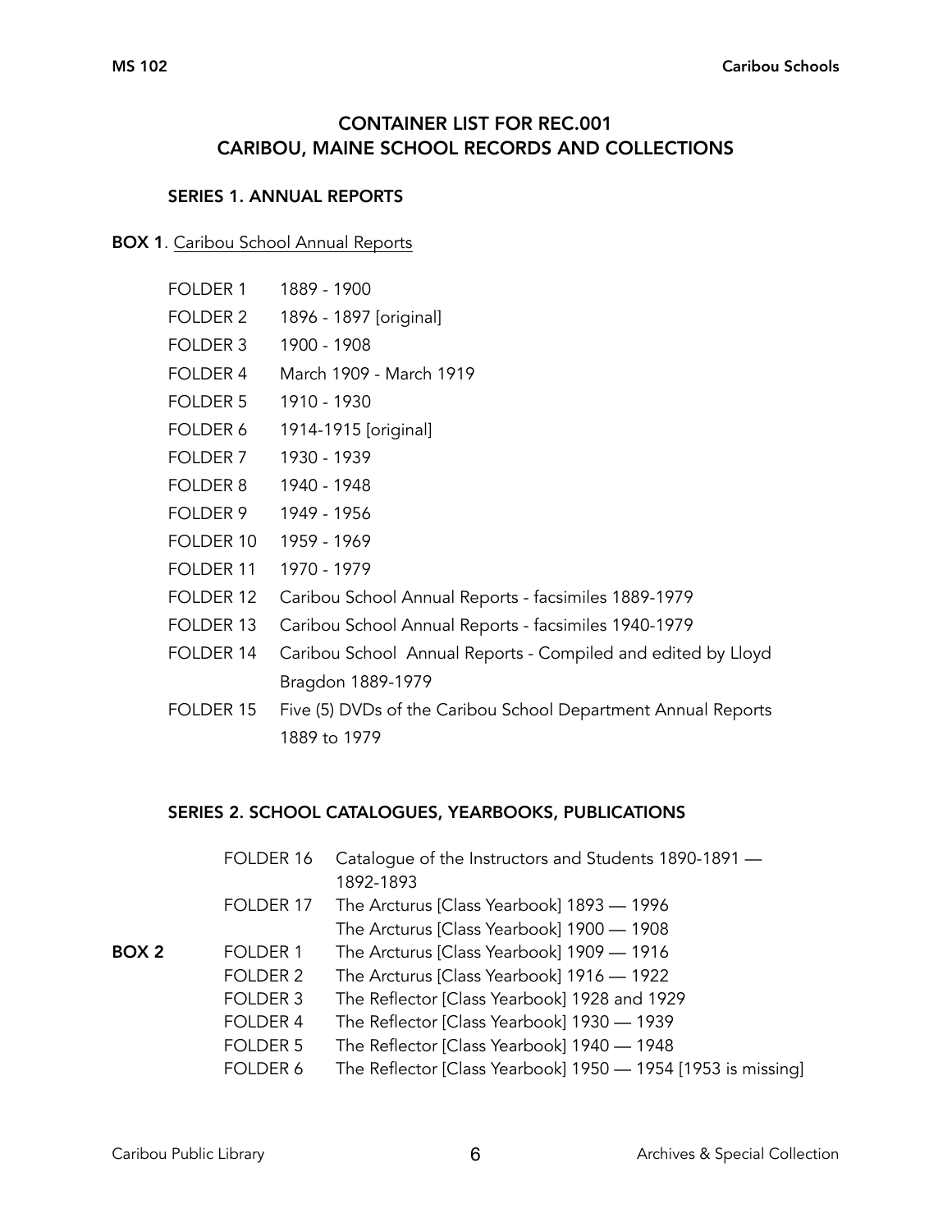## CONTAINER LIST FOR REC.001
## CARIBOU, MAINE SCHOOL RECORDS AND COLLECTIONS

### SERIES 1. ANNUAL REPORTS

**BOX 1**. Caribou School Annual Reports

| | |
|---|---|
| FOLDER 1 | 1889 - 1900 |
| FOLDER 2 | 1896 - 1897 [original] |
| FOLDER 3 | 1900 - 1908 |
| FOLDER 4 | March 1909 - March 1919 |
| FOLDER 5 | 1910 - 1930 |
| FOLDER 6 | 1914-1915 [original] |
| FOLDER 7 | 1930 - 1939 |
| FOLDER 8 | 1940 - 1948 |
| FOLDER 9 | 1949 - 1956 |
| FOLDER 10 | 1959 - 1969 |
| FOLDER 11 | 1970 - 1979 |
| FOLDER 12 | Caribou School Annual Reports - facsimiles 1889-1979 |
| FOLDER 13 | Caribou School Annual Reports - facsimiles 1940-1979 |
| FOLDER 14 | Caribou School Annual Reports - Compiled and edited by Lloyd Bragdon 1889-1979 |
| FOLDER 15 | Five (5) DVDs of the Caribou School Department Annual Reports 1889 to 1979 |

### SERIES 2. SCHOOL CATALOGUES, YEARBOOKS, PUBLICATIONS

| | | |
|---|---|---|
| | FOLDER 16 | Catalogue of the Instructors and Students 1890-1891 — 1892-1893 |
| | FOLDER 17 | The Arcturus [Class Yearbook] 1893 — 1996 |
| | | The Arcturus [Class Yearbook] 1900 — 1908 |
| **BOX 2** | FOLDER 1 | The Arcturus [Class Yearbook] 1909 — 1916 |
| | FOLDER 2 | The Arcturus [Class Yearbook] 1916 — 1922 |
| | FOLDER 3 | The Reflector [Class Yearbook] 1928 and 1929 |
| | FOLDER 4 | The Reflector [Class Yearbook] 1930 — 1939 |
| | FOLDER 5 | The Reflector [Class Yearbook] 1940 — 1948 |
| | FOLDER 6 | The Reflector [Class Yearbook] 1950 — 1954 [1953 is missing] |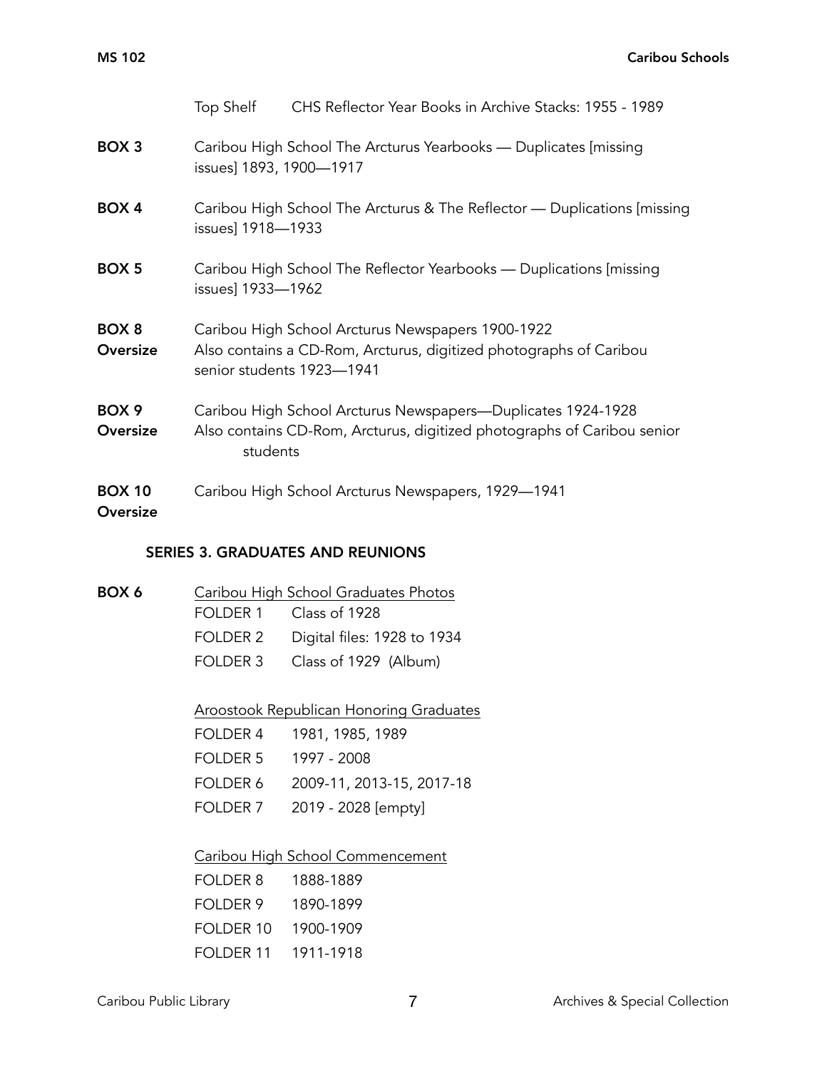| | | |
|---|---|---|
| | Top Shelf | CHS Reflector Year Books in Archive Stacks: 1955 - 1989 |

**BOX 3** Caribou High School The Arcturus Yearbooks — Duplicates [missing issues] 1893, 1900—1917

**BOX 4** Caribou High School The Arcturus & The Reflector — Duplications [missing issues] 1918—1933

**BOX 5** Caribou High School The Reflector Yearbooks — Duplications [missing issues] 1933—1962

**BOX 8 Oversize** Caribou High School Arcturus Newspapers 1900-1922
Also contains a CD-Rom, Arcturus, digitized photographs of Caribou senior students 1923—1941

**BOX 9 Oversize** Caribou High School Arcturus Newspapers—Duplicates 1924-1928
Also contains CD-Rom, Arcturus, digitized photographs of Caribou senior students

**BOX 10 Oversize** Caribou High School Arcturus Newspapers, 1929—1941

## SERIES 3. GRADUATES AND REUNIONS

**BOX 6**

Caribou High School Graduates Photos

| | |
|---|---|
| FOLDER 1 | Class of 1928 |
| FOLDER 2 | Digital files: 1928 to 1934 |
| FOLDER 3 | Class of 1929 (Album) |

Aroostook Republican Honoring Graduates

| | |
|---|---|
| FOLDER 4 | 1981, 1985, 1989 |
| FOLDER 5 | 1997 - 2008 |
| FOLDER 6 | 2009-11, 2013-15, 2017-18 |
| FOLDER 7 | 2019 - 2028 [empty] |

Caribou High School Commencement

| | |
|---|---|
| FOLDER 8 | 1888-1889 |
| FOLDER 9 | 1890-1899 |
| FOLDER 10 | 1900-1909 |
| FOLDER 11 | 1911-1918 |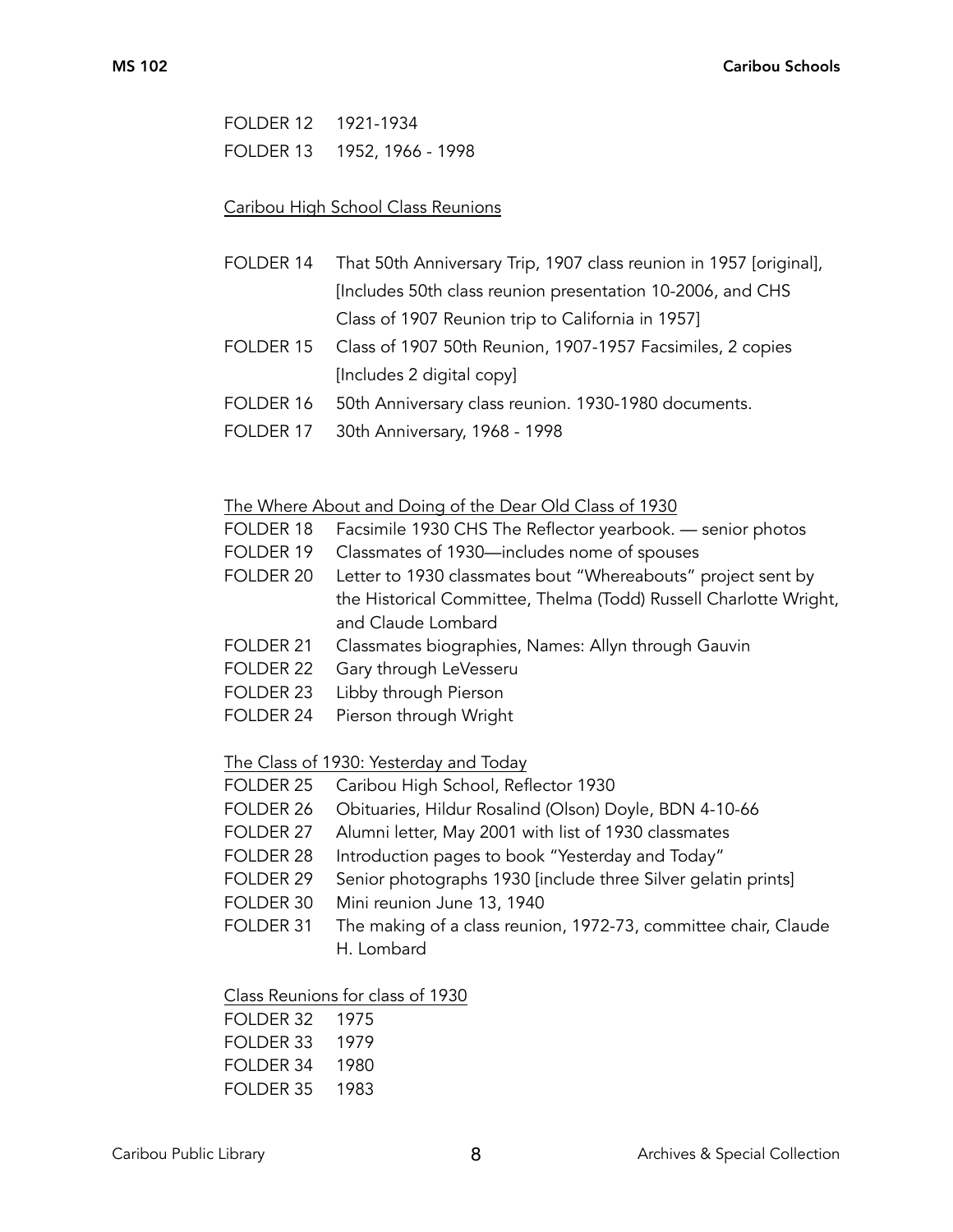FOLDER 12 1921-1934

FOLDER 13 1952, 1966 - 1998

Caribou High School Class Reunions

FOLDER 14 That 50th Anniversary Trip, 1907 class reunion in 1957 [original], [Includes 50th class reunion presentation 10-2006, and CHS Class of 1907 Reunion trip to California in 1957]

FOLDER 15 Class of 1907 50th Reunion, 1907-1957 Facsimiles, 2 copies [Includes 2 digital copy]

FOLDER 16 50th Anniversary class reunion. 1930-1980 documents.

FOLDER 17 30th Anniversary, 1968 - 1998

The Where About and Doing of the Dear Old Class of 1930

FOLDER 18 Facsimile 1930 CHS The Reflector yearbook. — senior photos

FOLDER 19 Classmates of 1930—includes nome of spouses

FOLDER 20 Letter to 1930 classmates bout "Whereabouts" project sent by the Historical Committee, Thelma (Todd) Russell Charlotte Wright, and Claude Lombard

FOLDER 21 Classmates biographies, Names: Allyn through Gauvin

FOLDER 22 Gary through LeVesseru

FOLDER 23 Libby through Pierson

FOLDER 24 Pierson through Wright

The Class of 1930: Yesterday and Today

FOLDER 25 Caribou High School, Reflector 1930

FOLDER 26 Obituaries, Hildur Rosalind (Olson) Doyle, BDN 4-10-66

FOLDER 27 Alumni letter, May 2001 with list of 1930 classmates

FOLDER 28 Introduction pages to book "Yesterday and Today"

FOLDER 29 Senior photographs 1930 [include three Silver gelatin prints]

FOLDER 30 Mini reunion June 13, 1940

FOLDER 31 The making of a class reunion, 1972-73, committee chair, Claude H. Lombard

Class Reunions for class of 1930

FOLDER 32 1975

FOLDER 33 1979

FOLDER 34 1980

FOLDER 35 1983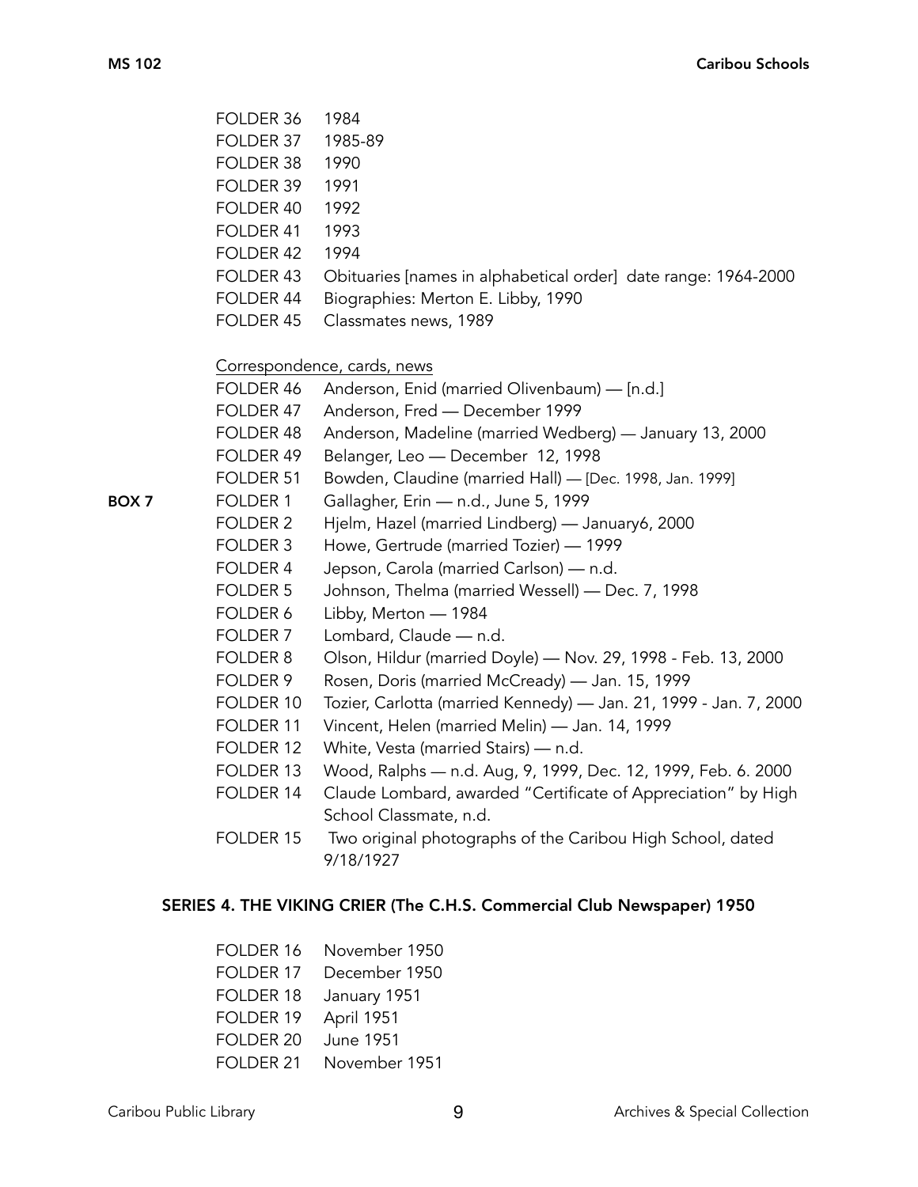FOLDER 36 1984
FOLDER 37 1985-89
FOLDER 38 1990
FOLDER 39 1991
FOLDER 40 1992
FOLDER 41 1993
FOLDER 42 1994
FOLDER 43 Obituaries [names in alphabetical order] date range: 1964-2000
FOLDER 44 Biographies: Merton E. Libby, 1990
FOLDER 45 Classmates news, 1989

Correspondence, cards, news

FOLDER 46 Anderson, Enid (married Olivenbaum) — [n.d.]
FOLDER 47 Anderson, Fred — December 1999
FOLDER 48 Anderson, Madeline (married Wedberg) — January 13, 2000
FOLDER 49 Belanger, Leo — December 12, 1998
FOLDER 51 Bowden, Claudine (married Hall) — [Dec. 1998, Jan. 1999]

**BOX 7**

FOLDER 1 Gallagher, Erin — n.d., June 5, 1999
FOLDER 2 Hjelm, Hazel (married Lindberg) — January6, 2000
FOLDER 3 Howe, Gertrude (married Tozier) — 1999
FOLDER 4 Jepson, Carola (married Carlson) — n.d.
FOLDER 5 Johnson, Thelma (married Wessell) — Dec. 7, 1998
FOLDER 6 Libby, Merton — 1984
FOLDER 7 Lombard, Claude — n.d.
FOLDER 8 Olson, Hildur (married Doyle) — Nov. 29, 1998 - Feb. 13, 2000
FOLDER 9 Rosen, Doris (married McCready) — Jan. 15, 1999
FOLDER 10 Tozier, Carlotta (married Kennedy) — Jan. 21, 1999 - Jan. 7, 2000
FOLDER 11 Vincent, Helen (married Melin) — Jan. 14, 1999
FOLDER 12 White, Vesta (married Stairs) — n.d.
FOLDER 13 Wood, Ralphs — n.d. Aug, 9, 1999, Dec. 12, 1999, Feb. 6. 2000
FOLDER 14 Claude Lombard, awarded "Certificate of Appreciation" by High School Classmate, n.d.
FOLDER 15 Two original photographs of the Caribou High School, dated 9/18/1927

## SERIES 4. THE VIKING CRIER (The C.H.S. Commercial Club Newspaper) 1950

FOLDER 16 November 1950
FOLDER 17 December 1950
FOLDER 18 January 1951
FOLDER 19 April 1951
FOLDER 20 June 1951
FOLDER 21 November 1951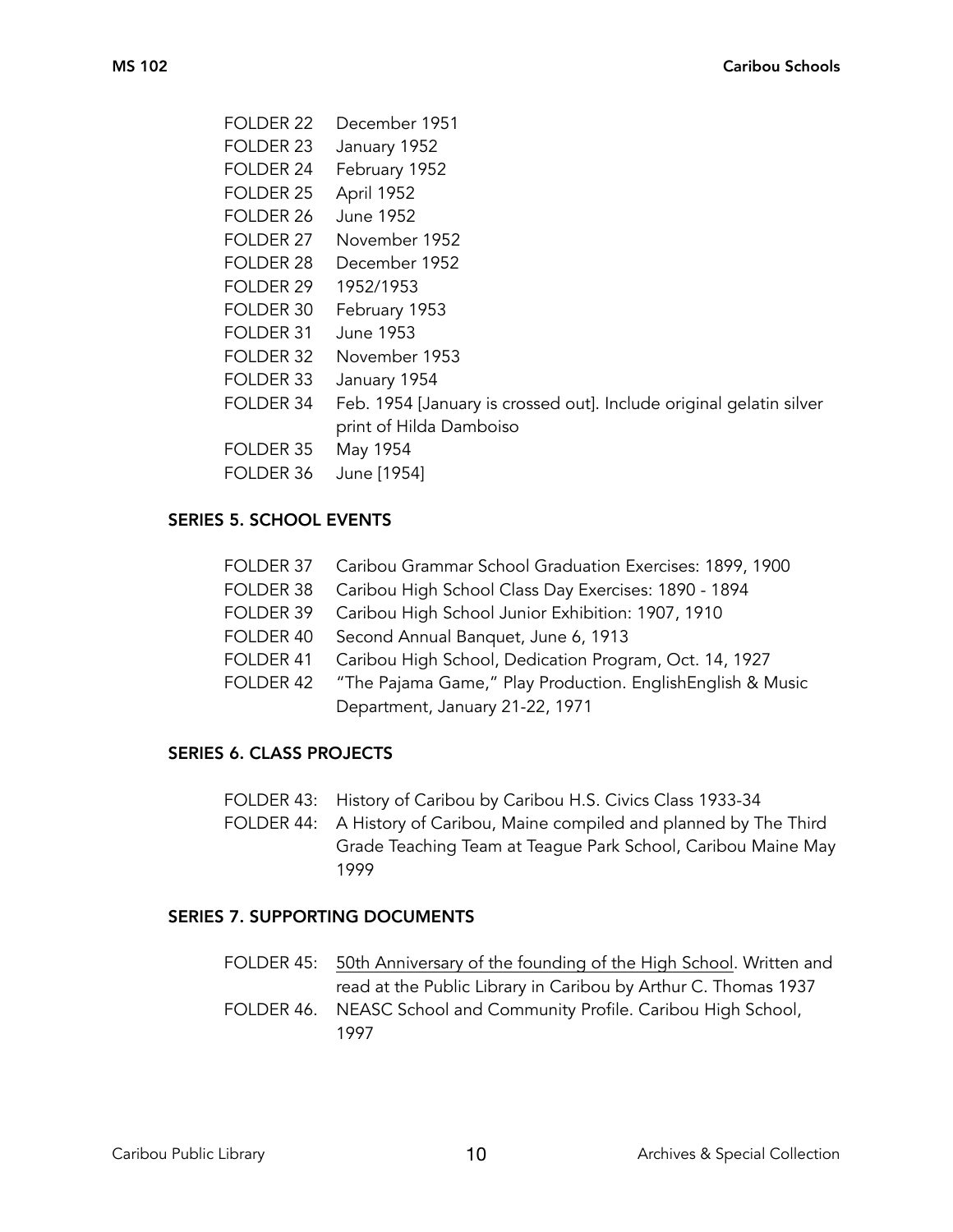FOLDER 22 December 1951
FOLDER 23 January 1952
FOLDER 24 February 1952
FOLDER 25 April 1952
FOLDER 26 June 1952
FOLDER 27 November 1952
FOLDER 28 December 1952
FOLDER 29 1952/1953
FOLDER 30 February 1953
FOLDER 31 June 1953
FOLDER 32 November 1953
FOLDER 33 January 1954
FOLDER 34 Feb. 1954 [January is crossed out]. Include original gelatin silver print of Hilda Damboiso
FOLDER 35 May 1954
FOLDER 36 June [1954]

## SERIES 5. SCHOOL EVENTS

FOLDER 37 Caribou Grammar School Graduation Exercises: 1899, 1900
FOLDER 38 Caribou High School Class Day Exercises: 1890 - 1894
FOLDER 39 Caribou High School Junior Exhibition: 1907, 1910
FOLDER 40 Second Annual Banquet, June 6, 1913
FOLDER 41 Caribou High School, Dedication Program, Oct. 14, 1927
FOLDER 42 "The Pajama Game," Play Production. EnglishEnglish & Music Department, January 21-22, 1971

## SERIES 6. CLASS PROJECTS

FOLDER 43: History of Caribou by Caribou H.S. Civics Class 1933-34
FOLDER 44: A History of Caribou, Maine compiled and planned by The Third Grade Teaching Team at Teague Park School, Caribou Maine May 1999

## SERIES 7. SUPPORTING DOCUMENTS

FOLDER 45: 50th Anniversary of the founding of the High School. Written and read at the Public Library in Caribou by Arthur C. Thomas 1937
FOLDER 46. NEASC School and Community Profile. Caribou High School, 1997